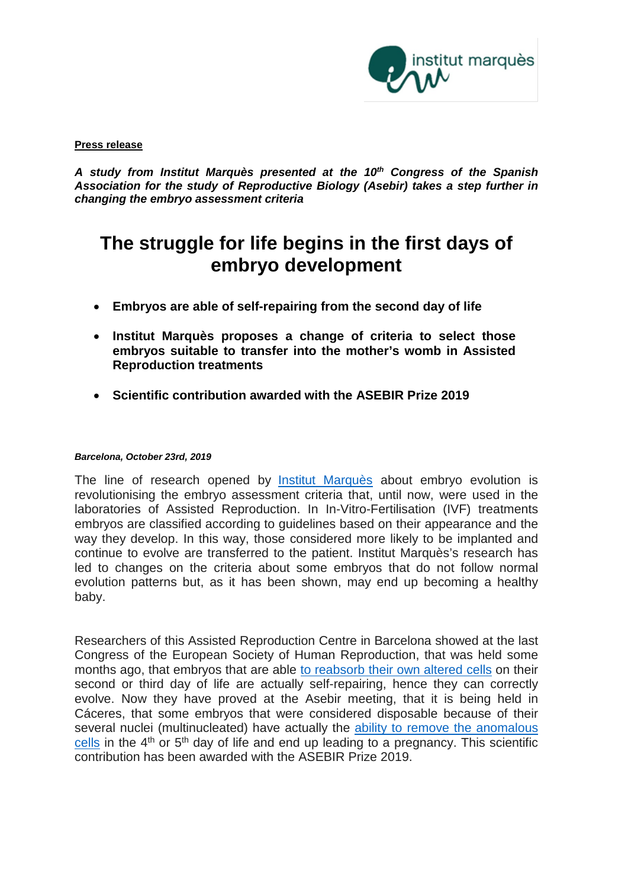**Press release**

***A study from Institut Marquès presented at the 10th Congress of the Spanish Association for the study of Reproductive Biology (Asebir) takes a step further in changing the embryo assessment criteria***

# The struggle for life begins in the first days of embryo development

- **Embryos are able of self-repairing from the second day of life**
- **Institut Marquès proposes a change of criteria to select those embryos suitable to transfer into the mother's womb in Assisted Reproduction treatments**
- **Scientific contribution awarded with the ASEBIR Prize 2019**

***Barcelona, October 23rd, 2019***

The line of research opened by Institut Marquès about embryo evolution is revolutionising the embryo assessment criteria that, until now, were used in the laboratories of Assisted Reproduction. In In-Vitro-Fertilisation (IVF) treatments embryos are classified according to guidelines based on their appearance and the way they develop. In this way, those considered more likely to be implanted and continue to evolve are transferred to the patient. Institut Marquès's research has led to changes on the criteria about some embryos that do not follow normal evolution patterns but, as it has been shown, may end up becoming a healthy baby.

Researchers of this Assisted Reproduction Centre in Barcelona showed at the last Congress of the European Society of Human Reproduction, that was held some months ago, that embryos that are able to reabsorb their own altered cells on their second or third day of life are actually self-repairing, hence they can correctly evolve. Now they have proved at the Asebir meeting, that it is being held in Cáceres, that some embryos that were considered disposable because of their several nuclei (multinucleated) have actually the ability to remove the anomalous cells in the 4th or 5th day of life and end up leading to a pregnancy. This scientific contribution has been awarded with the ASEBIR Prize 2019.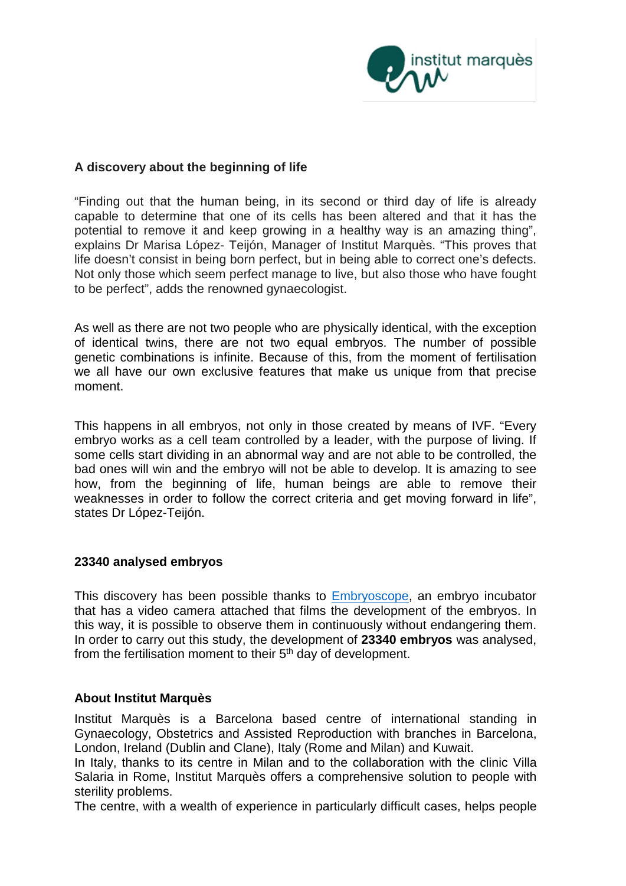**A discovery about the beginning of life**

"Finding out that the human being, in its second or third day of life is already capable to determine that one of its cells has been altered and that it has the potential to remove it and keep growing in a healthy way is an amazing thing", explains Dr Marisa López- Teijón, Manager of Institut Marquès. "This proves that life doesn't consist in being born perfect, but in being able to correct one's defects. Not only those which seem perfect manage to live, but also those who have fought to be perfect", adds the renowned gynaecologist.

As well as there are not two people who are physically identical, with the exception of identical twins, there are not two equal embryos. The number of possible genetic combinations is infinite. Because of this, from the moment of fertilisation we all have our own exclusive features that make us unique from that precise moment.

This happens in all embryos, not only in those created by means of IVF. "Every embryo works as a cell team controlled by a leader, with the purpose of living. If some cells start dividing in an abnormal way and are not able to be controlled, the bad ones will win and the embryo will not be able to develop. It is amazing to see how, from the beginning of life, human beings are able to remove their weaknesses in order to follow the correct criteria and get moving forward in life", states Dr López-Teijón.

**23340 analysed embryos**

This discovery has been possible thanks to Embryoscope, an embryo incubator that has a video camera attached that films the development of the embryos. In this way, it is possible to observe them in continuously without endangering them. In order to carry out this study, the development of **23340 embryos** was analysed, from the fertilisation moment to their 5th day of development.

**About Institut Marquès**

Institut Marquès is a Barcelona based centre of international standing in Gynaecology, Obstetrics and Assisted Reproduction with branches in Barcelona, London, Ireland (Dublin and Clane), Italy (Rome and Milan) and Kuwait.
In Italy, thanks to its centre in Milan and to the collaboration with the clinic Villa Salaria in Rome, Institut Marquès offers a comprehensive solution to people with sterility problems.
The centre, with a wealth of experience in particularly difficult cases, helps people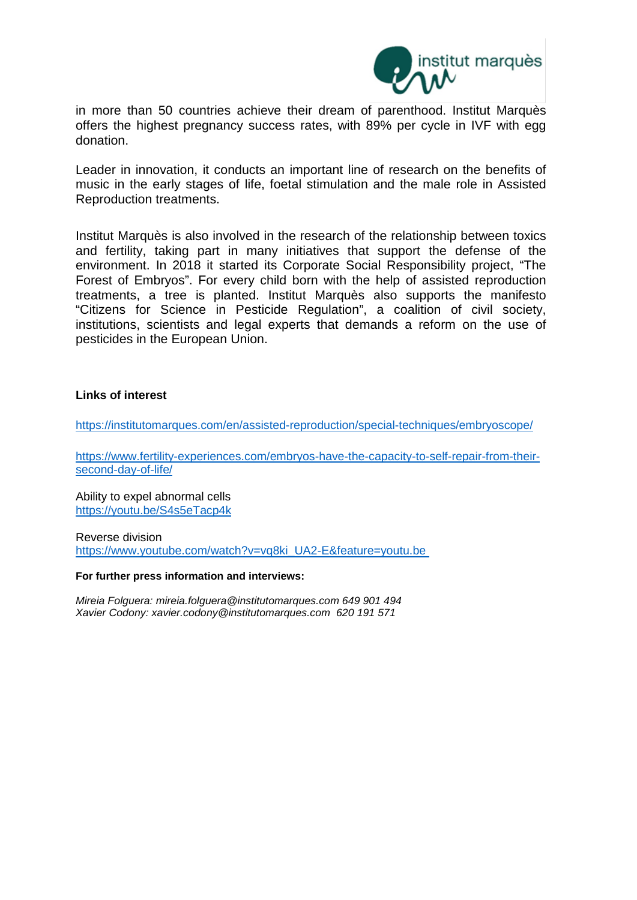in more than 50 countries achieve their dream of parenthood. Institut Marquès offers the highest pregnancy success rates, with 89% per cycle in IVF with egg donation.

Leader in innovation, it conducts an important line of research on the benefits of music in the early stages of life, foetal stimulation and the male role in Assisted Reproduction treatments.

Institut Marquès is also involved in the research of the relationship between toxics and fertility, taking part in many initiatives that support the defense of the environment. In 2018 it started its Corporate Social Responsibility project, "The Forest of Embryos". For every child born with the help of assisted reproduction treatments, a tree is planted. Institut Marquès also supports the manifesto "Citizens for Science in Pesticide Regulation", a coalition of civil society, institutions, scientists and legal experts that demands a reform on the use of pesticides in the European Union.

**Links of interest**

https://institutomarques.com/en/assisted-reproduction/special-techniques/embryoscope/

https://www.fertility-experiences.com/embryos-have-the-capacity-to-self-repair-from-their-second-day-of-life/

Ability to expel abnormal cells
https://youtu.be/S4s5eTacp4k

Reverse division
https://www.youtube.com/watch?v=vq8ki_UA2-E&feature=youtu.be

**For further press information and interviews:**

*Mireia Folguera: mireia.folguera@institutomarques.com 649 901 494*
*Xavier Codony: xavier.codony@institutomarques.com 620 191 571*